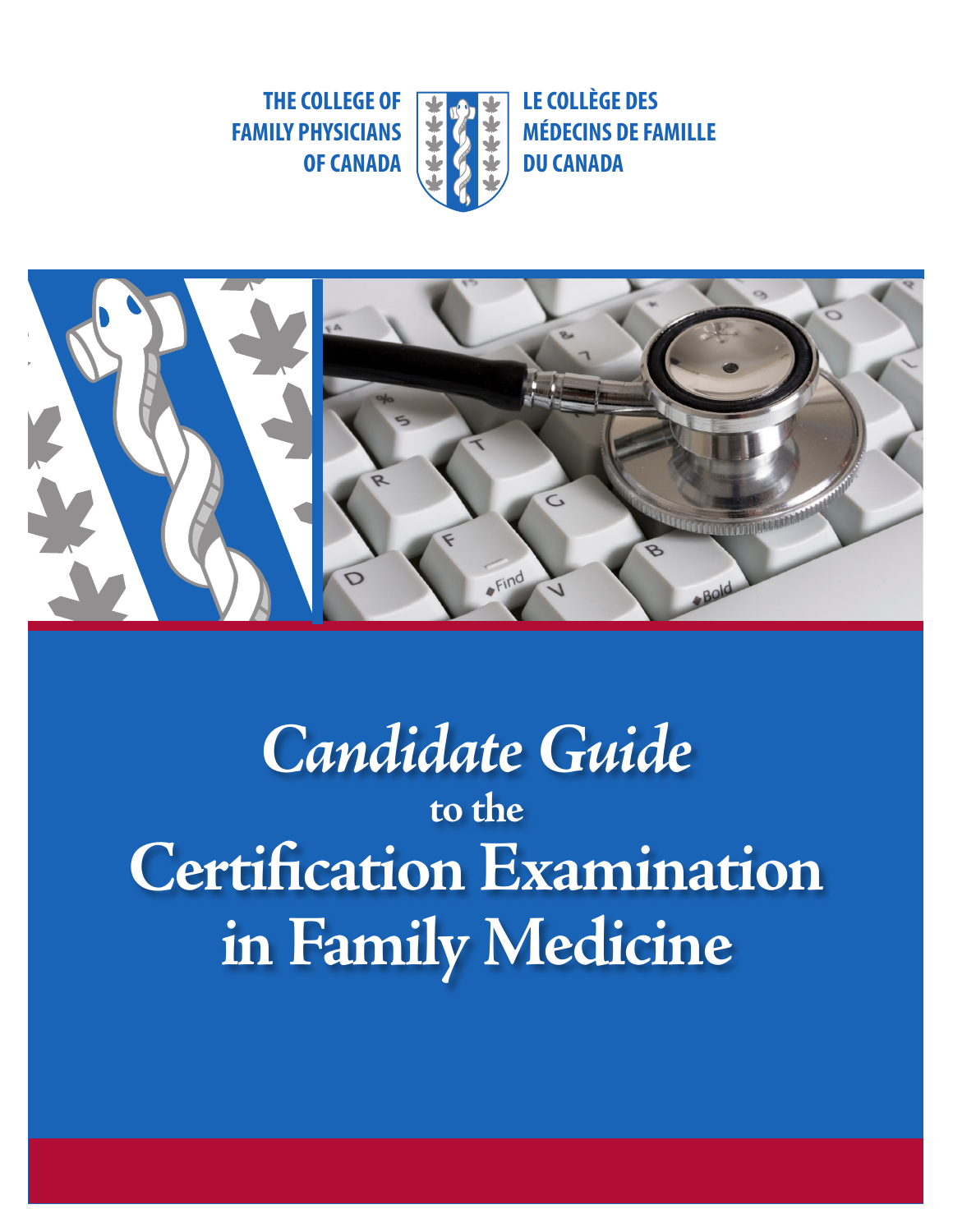THE COLLEGE OF FAMILY PHYSICIANS OF CANADA

LE COLLÈGE DES MÉDECINS DE FAMILLE DU CANADA

# *Candidate Guide*

## to the

# Certification Examination in Family Medicine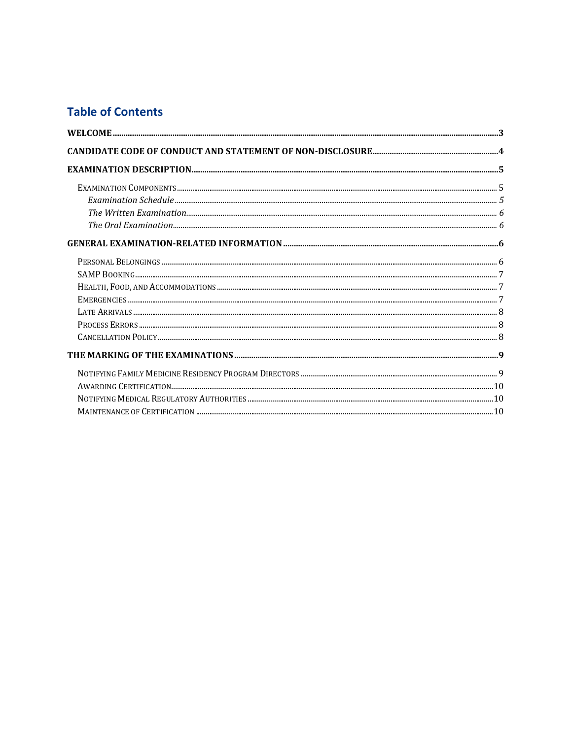## Table of Contents

**WELCOME** ..... 3

**CANDIDATE CODE OF CONDUCT AND STATEMENT OF NON-DISCLOSURE** ..... 4

**EXAMINATION DESCRIPTION** ..... 5

- EXAMINATION COMPONENTS ..... 5
  - *Examination Schedule* ..... 5
  - *The Written Examination* ..... 6
  - *The Oral Examination* ..... 6

**GENERAL EXAMINATION-RELATED INFORMATION** ..... 6

- PERSONAL BELONGINGS ..... 6
- SAMP BOOKING ..... 7
- HEALTH, FOOD, AND ACCOMMODATIONS ..... 7
- EMERGENCIES ..... 7
- LATE ARRIVALS ..... 8
- PROCESS ERRORS ..... 8
- CANCELLATION POLICY ..... 8

**THE MARKING OF THE EXAMINATIONS** ..... 9

- NOTIFYING FAMILY MEDICINE RESIDENCY PROGRAM DIRECTORS ..... 9
- AWARDING CERTIFICATION ..... 10
- NOTIFYING MEDICAL REGULATORY AUTHORITIES ..... 10
- MAINTENANCE OF CERTIFICATION ..... 10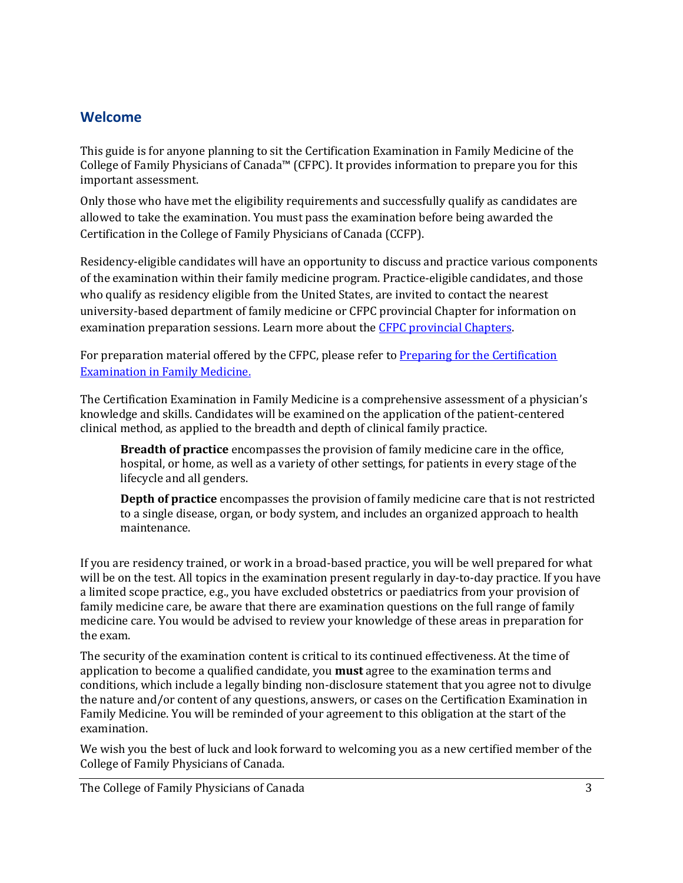## Welcome

This guide is for anyone planning to sit the Certification Examination in Family Medicine of the College of Family Physicians of Canada™ (CFPC). It provides information to prepare you for this important assessment.

Only those who have met the eligibility requirements and successfully qualify as candidates are allowed to take the examination. You must pass the examination before being awarded the Certification in the College of Family Physicians of Canada (CCFP).

Residency-eligible candidates will have an opportunity to discuss and practice various components of the examination within their family medicine program. Practice-eligible candidates, and those who qualify as residency eligible from the United States, are invited to contact the nearest university-based department of family medicine or CFPC provincial Chapter for information on examination preparation sessions. Learn more about the [CFPC provincial Chapters](#).

For preparation material offered by the CFPC, please refer to [Preparing for the Certification Examination in Family Medicine.](#)

The Certification Examination in Family Medicine is a comprehensive assessment of a physician's knowledge and skills. Candidates will be examined on the application of the patient-centered clinical method, as applied to the breadth and depth of clinical family practice.

> **Breadth of practice** encompasses the provision of family medicine care in the office, hospital, or home, as well as a variety of other settings, for patients in every stage of the lifecycle and all genders.
>
> **Depth of practice** encompasses the provision of family medicine care that is not restricted to a single disease, organ, or body system, and includes an organized approach to health maintenance.

If you are residency trained, or work in a broad-based practice, you will be well prepared for what will be on the test. All topics in the examination present regularly in day-to-day practice. If you have a limited scope practice, e.g., you have excluded obstetrics or paediatrics from your provision of family medicine care, be aware that there are examination questions on the full range of family medicine care. You would be advised to review your knowledge of these areas in preparation for the exam.

The security of the examination content is critical to its continued effectiveness. At the time of application to become a qualified candidate, you **must** agree to the examination terms and conditions, which include a legally binding non-disclosure statement that you agree not to divulge the nature and/or content of any questions, answers, or cases on the Certification Examination in Family Medicine. You will be reminded of your agreement to this obligation at the start of the examination.

We wish you the best of luck and look forward to welcoming you as a new certified member of the College of Family Physicians of Canada.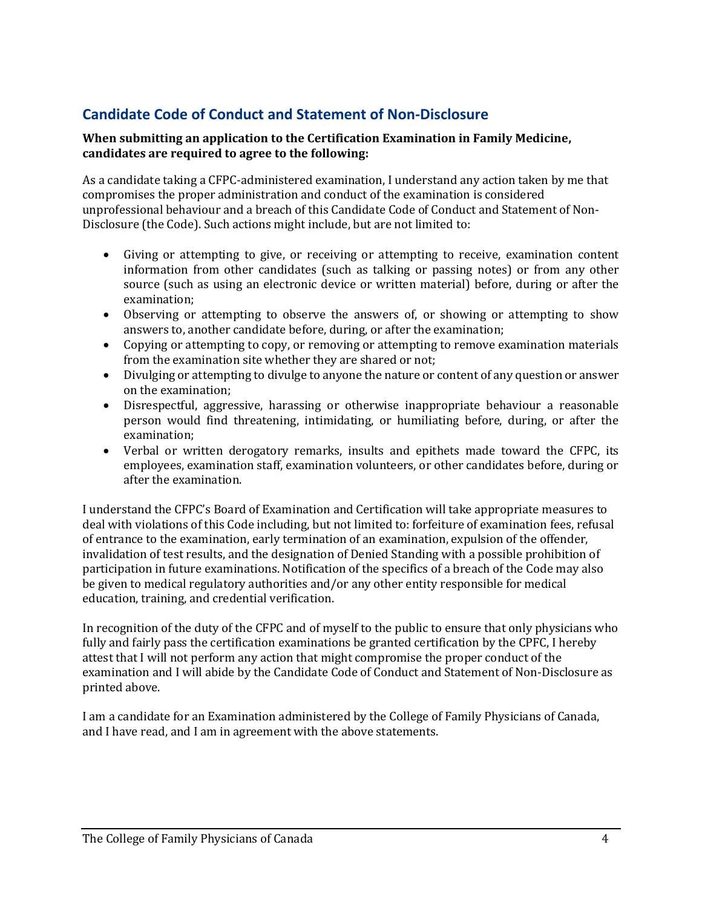## Candidate Code of Conduct and Statement of Non-Disclosure

**When submitting an application to the Certification Examination in Family Medicine, candidates are required to agree to the following:**

As a candidate taking a CFPC-administered examination, I understand any action taken by me that compromises the proper administration and conduct of the examination is considered unprofessional behaviour and a breach of this Candidate Code of Conduct and Statement of Non-Disclosure (the Code). Such actions might include, but are not limited to:

- Giving or attempting to give, or receiving or attempting to receive, examination content information from other candidates (such as talking or passing notes) or from any other source (such as using an electronic device or written material) before, during or after the examination;
- Observing or attempting to observe the answers of, or showing or attempting to show answers to, another candidate before, during, or after the examination;
- Copying or attempting to copy, or removing or attempting to remove examination materials from the examination site whether they are shared or not;
- Divulging or attempting to divulge to anyone the nature or content of any question or answer on the examination;
- Disrespectful, aggressive, harassing or otherwise inappropriate behaviour a reasonable person would find threatening, intimidating, or humiliating before, during, or after the examination;
- Verbal or written derogatory remarks, insults and epithets made toward the CFPC, its employees, examination staff, examination volunteers, or other candidates before, during or after the examination.

I understand the CFPC's Board of Examination and Certification will take appropriate measures to deal with violations of this Code including, but not limited to: forfeiture of examination fees, refusal of entrance to the examination, early termination of an examination, expulsion of the offender, invalidation of test results, and the designation of Denied Standing with a possible prohibition of participation in future examinations. Notification of the specifics of a breach of the Code may also be given to medical regulatory authorities and/or any other entity responsible for medical education, training, and credential verification.

In recognition of the duty of the CFPC and of myself to the public to ensure that only physicians who fully and fairly pass the certification examinations be granted certification by the CPFC, I hereby attest that I will not perform any action that might compromise the proper conduct of the examination and I will abide by the Candidate Code of Conduct and Statement of Non-Disclosure as printed above.

I am a candidate for an Examination administered by the College of Family Physicians of Canada, and I have read, and I am in agreement with the above statements.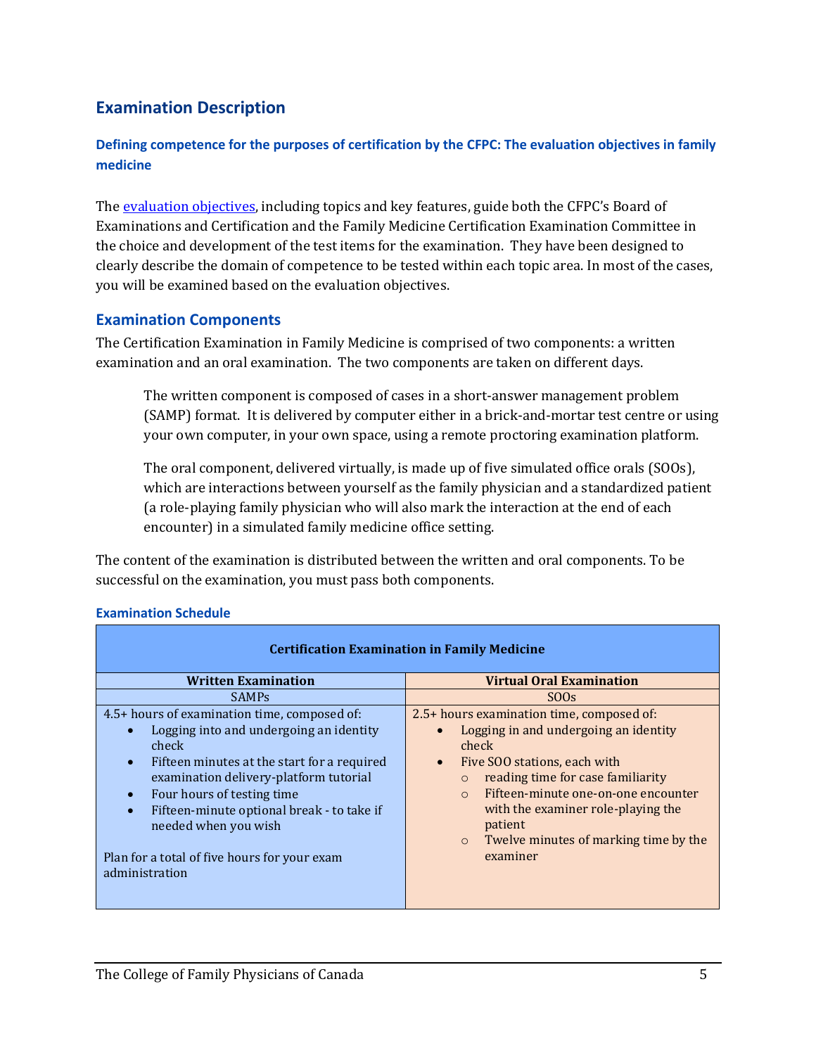## Examination Description

### Defining competence for the purposes of certification by the CFPC: The evaluation objectives in family medicine

The evaluation objectives, including topics and key features, guide both the CFPC's Board of Examinations and Certification and the Family Medicine Certification Examination Committee in the choice and development of the test items for the examination. They have been designed to clearly describe the domain of competence to be tested within each topic area. In most of the cases, you will be examined based on the evaluation objectives.

## Examination Components

The Certification Examination in Family Medicine is comprised of two components: a written examination and an oral examination. The two components are taken on different days.

> The written component is composed of cases in a short-answer management problem (SAMP) format. It is delivered by computer either in a brick-and-mortar test centre or using your own computer, in your own space, using a remote proctoring examination platform.
>
> The oral component, delivered virtually, is made up of five simulated office orals (SOOs), which are interactions between yourself as the family physician and a standardized patient (a role-playing family physician who will also mark the interaction at the end of each encounter) in a simulated family medicine office setting.

The content of the examination is distributed between the written and oral components. To be successful on the examination, you must pass both components.

### Examination Schedule

| Certification Examination in Family Medicine | |
|---|---|
| **Written Examination** | **Virtual Oral Examination** |
| SAMPs | SOOs |
| 4.5+ hours of examination time, composed of:<br>• Logging into and undergoing an identity check<br>• Fifteen minutes at the start for a required examination delivery-platform tutorial<br>• Four hours of testing time<br>• Fifteen-minute optional break - to take if needed when you wish<br><br>Plan for a total of five hours for your exam administration | 2.5+ hours examination time, composed of:<br>• Logging in and undergoing an identity check<br>• Five SOO stations, each with<br>  ○ reading time for case familiarity<br>  ○ Fifteen-minute one-on-one encounter with the examiner role-playing the patient<br>  ○ Twelve minutes of marking time by the examiner |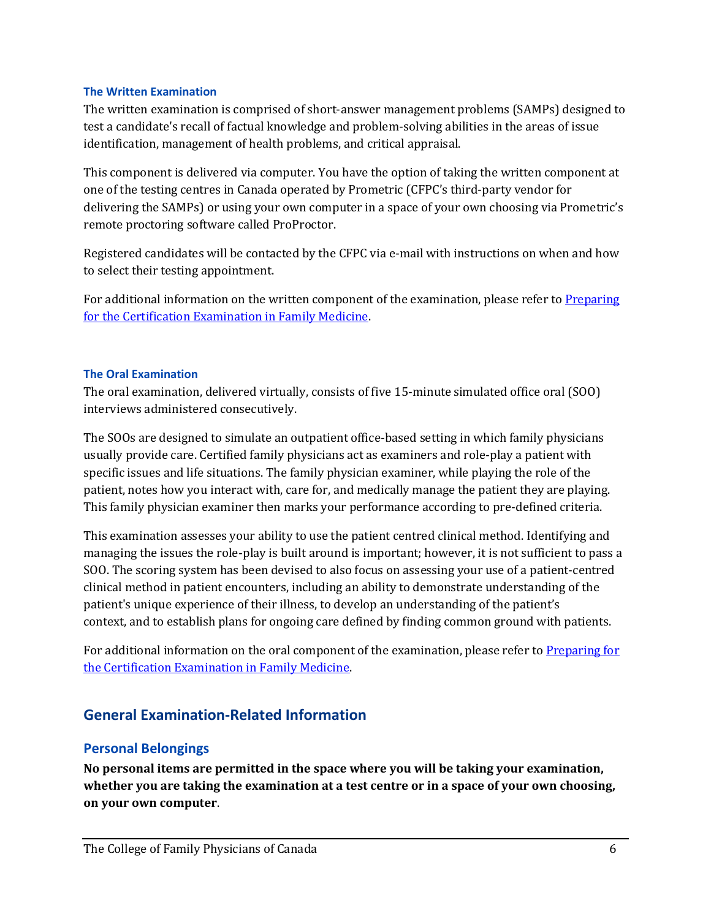### The Written Examination

The written examination is comprised of short-answer management problems (SAMPs) designed to test a candidate's recall of factual knowledge and problem-solving abilities in the areas of issue identification, management of health problems, and critical appraisal.

This component is delivered via computer. You have the option of taking the written component at one of the testing centres in Canada operated by Prometric (CFPC's third-party vendor for delivering the SAMPs) or using your own computer in a space of your own choosing via Prometric's remote proctoring software called ProProctor.

Registered candidates will be contacted by the CFPC via e-mail with instructions on when and how to select their testing appointment.

For additional information on the written component of the examination, please refer to [Preparing for the Certification Examination in Family Medicine]().

### The Oral Examination

The oral examination, delivered virtually, consists of five 15-minute simulated office oral (SOO) interviews administered consecutively.

The SOOs are designed to simulate an outpatient office-based setting in which family physicians usually provide care. Certified family physicians act as examiners and role-play a patient with specific issues and life situations. The family physician examiner, while playing the role of the patient, notes how you interact with, care for, and medically manage the patient they are playing. This family physician examiner then marks your performance according to pre-defined criteria.

This examination assesses your ability to use the patient centred clinical method. Identifying and managing the issues the role-play is built around is important; however, it is not sufficient to pass a SOO. The scoring system has been devised to also focus on assessing your use of a patient-centred clinical method in patient encounters, including an ability to demonstrate understanding of the patient's unique experience of their illness, to develop an understanding of the patient's context, and to establish plans for ongoing care defined by finding common ground with patients.

For additional information on the oral component of the examination, please refer to [Preparing for the Certification Examination in Family Medicine]().

## General Examination-Related Information

### Personal Belongings

**No personal items are permitted in the space where you will be taking your examination, whether you are taking the examination at a test centre or in a space of your own choosing, on your own computer**.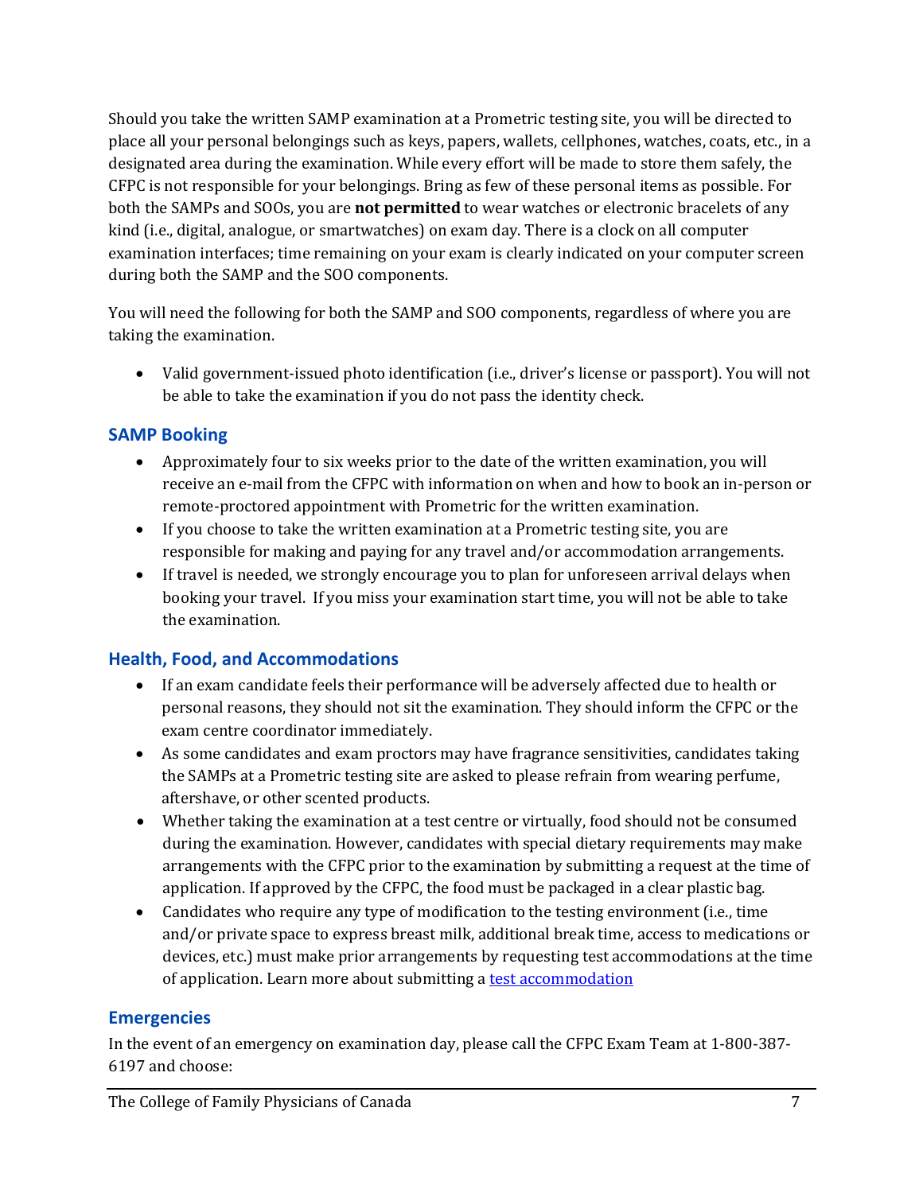Should you take the written SAMP examination at a Prometric testing site, you will be directed to place all your personal belongings such as keys, papers, wallets, cellphones, watches, coats, etc., in a designated area during the examination. While every effort will be made to store them safely, the CFPC is not responsible for your belongings. Bring as few of these personal items as possible. For both the SAMPs and SOOs, you are **not permitted** to wear watches or electronic bracelets of any kind (i.e., digital, analogue, or smartwatches) on exam day. There is a clock on all computer examination interfaces; time remaining on your exam is clearly indicated on your computer screen during both the SAMP and the SOO components.

You will need the following for both the SAMP and SOO components, regardless of where you are taking the examination.

- Valid government-issued photo identification (i.e., driver's license or passport). You will not be able to take the examination if you do not pass the identity check.

## SAMP Booking

- Approximately four to six weeks prior to the date of the written examination, you will receive an e-mail from the CFPC with information on when and how to book an in-person or remote-proctored appointment with Prometric for the written examination.
- If you choose to take the written examination at a Prometric testing site, you are responsible for making and paying for any travel and/or accommodation arrangements.
- If travel is needed, we strongly encourage you to plan for unforeseen arrival delays when booking your travel. If you miss your examination start time, you will not be able to take the examination.

## Health, Food, and Accommodations

- If an exam candidate feels their performance will be adversely affected due to health or personal reasons, they should not sit the examination. They should inform the CFPC or the exam centre coordinator immediately.
- As some candidates and exam proctors may have fragrance sensitivities, candidates taking the SAMPs at a Prometric testing site are asked to please refrain from wearing perfume, aftershave, or other scented products.
- Whether taking the examination at a test centre or virtually, food should not be consumed during the examination. However, candidates with special dietary requirements may make arrangements with the CFPC prior to the examination by submitting a request at the time of application. If approved by the CFPC, the food must be packaged in a clear plastic bag.
- Candidates who require any type of modification to the testing environment (i.e., time and/or private space to express breast milk, additional break time, access to medications or devices, etc.) must make prior arrangements by requesting test accommodations at the time of application. Learn more about submitting a test accommodation

## Emergencies

In the event of an emergency on examination day, please call the CFPC Exam Team at 1-800-387-6197 and choose: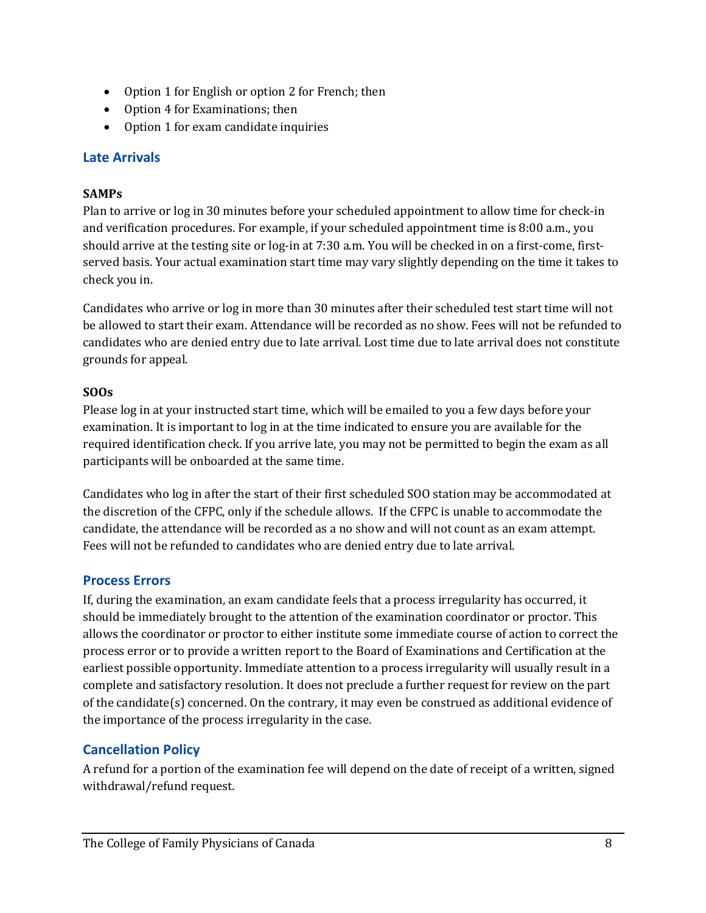- Option 1 for English or option 2 for French; then
- Option 4 for Examinations; then
- Option 1 for exam candidate inquiries

## Late Arrivals

**SAMPs**

Plan to arrive or log in 30 minutes before your scheduled appointment to allow time for check-in and verification procedures. For example, if your scheduled appointment time is 8:00 a.m., you should arrive at the testing site or log-in at 7:30 a.m. You will be checked in on a first-come, first-served basis. Your actual examination start time may vary slightly depending on the time it takes to check you in.

Candidates who arrive or log in more than 30 minutes after their scheduled test start time will not be allowed to start their exam. Attendance will be recorded as no show. Fees will not be refunded to candidates who are denied entry due to late arrival. Lost time due to late arrival does not constitute grounds for appeal.

**SOOs**

Please log in at your instructed start time, which will be emailed to you a few days before your examination. It is important to log in at the time indicated to ensure you are available for the required identification check. If you arrive late, you may not be permitted to begin the exam as all participants will be onboarded at the same time.

Candidates who log in after the start of their first scheduled SOO station may be accommodated at the discretion of the CFPC, only if the schedule allows. If the CFPC is unable to accommodate the candidate, the attendance will be recorded as a no show and will not count as an exam attempt. Fees will not be refunded to candidates who are denied entry due to late arrival.

## Process Errors

If, during the examination, an exam candidate feels that a process irregularity has occurred, it should be immediately brought to the attention of the examination coordinator or proctor. This allows the coordinator or proctor to either institute some immediate course of action to correct the process error or to provide a written report to the Board of Examinations and Certification at the earliest possible opportunity. Immediate attention to a process irregularity will usually result in a complete and satisfactory resolution. It does not preclude a further request for review on the part of the candidate(s) concerned. On the contrary, it may even be construed as additional evidence of the importance of the process irregularity in the case.

## Cancellation Policy

A refund for a portion of the examination fee will depend on the date of receipt of a written, signed withdrawal/refund request.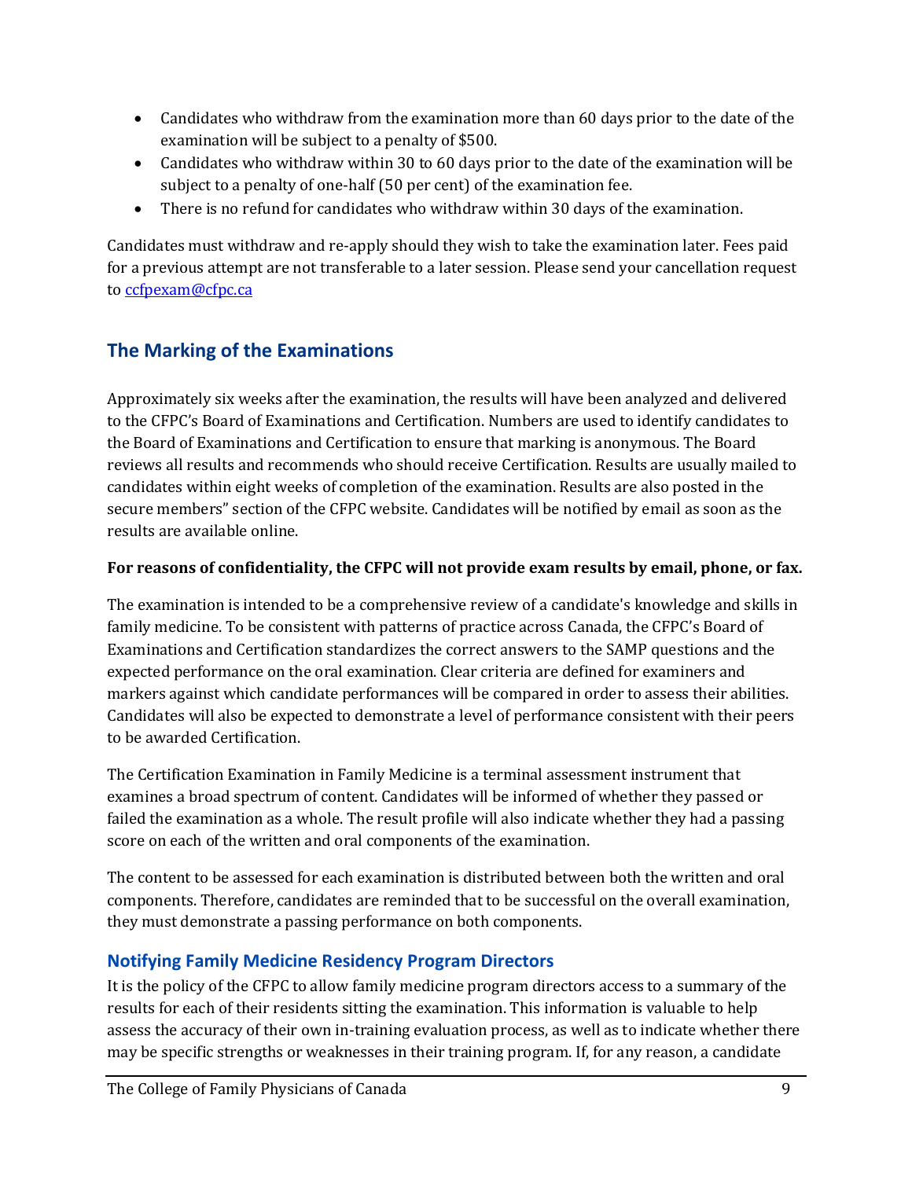- Candidates who withdraw from the examination more than 60 days prior to the date of the examination will be subject to a penalty of $500.
- Candidates who withdraw within 30 to 60 days prior to the date of the examination will be subject to a penalty of one-half (50 per cent) of the examination fee.
- There is no refund for candidates who withdraw within 30 days of the examination.

Candidates must withdraw and re-apply should they wish to take the examination later. Fees paid for a previous attempt are not transferable to a later session. Please send your cancellation request to ccfpexam@cfpc.ca

## The Marking of the Examinations

Approximately six weeks after the examination, the results will have been analyzed and delivered to the CFPC's Board of Examinations and Certification. Numbers are used to identify candidates to the Board of Examinations and Certification to ensure that marking is anonymous. The Board reviews all results and recommends who should receive Certification. Results are usually mailed to candidates within eight weeks of completion of the examination. Results are also posted in the secure members" section of the CFPC website. Candidates will be notified by email as soon as the results are available online.

**For reasons of confidentiality, the CFPC will not provide exam results by email, phone, or fax.**

The examination is intended to be a comprehensive review of a candidate's knowledge and skills in family medicine. To be consistent with patterns of practice across Canada, the CFPC's Board of Examinations and Certification standardizes the correct answers to the SAMP questions and the expected performance on the oral examination. Clear criteria are defined for examiners and markers against which candidate performances will be compared in order to assess their abilities. Candidates will also be expected to demonstrate a level of performance consistent with their peers to be awarded Certification.

The Certification Examination in Family Medicine is a terminal assessment instrument that examines a broad spectrum of content. Candidates will be informed of whether they passed or failed the examination as a whole. The result profile will also indicate whether they had a passing score on each of the written and oral components of the examination.

The content to be assessed for each examination is distributed between both the written and oral components. Therefore, candidates are reminded that to be successful on the overall examination, they must demonstrate a passing performance on both components.

### Notifying Family Medicine Residency Program Directors

It is the policy of the CFPC to allow family medicine program directors access to a summary of the results for each of their residents sitting the examination. This information is valuable to help assess the accuracy of their own in-training evaluation process, as well as to indicate whether there may be specific strengths or weaknesses in their training program. If, for any reason, a candidate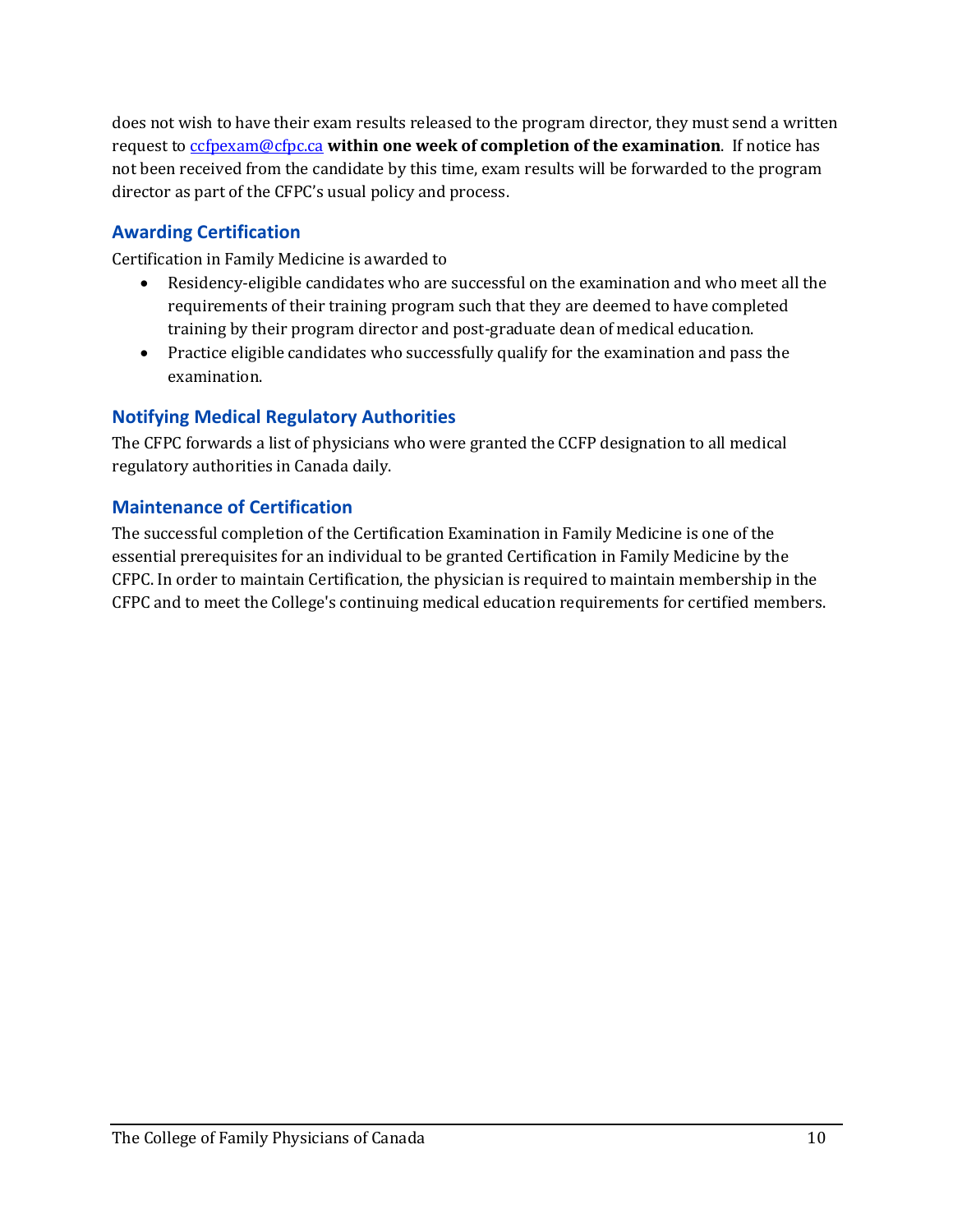does not wish to have their exam results released to the program director, they must send a written request to [ccfpexam@cfpc.ca](mailto:ccfpexam@cfpc.ca) **within one week of completion of the examination**. If notice has not been received from the candidate by this time, exam results will be forwarded to the program director as part of the CFPC's usual policy and process.

## Awarding Certification

Certification in Family Medicine is awarded to

- Residency-eligible candidates who are successful on the examination and who meet all the requirements of their training program such that they are deemed to have completed training by their program director and post-graduate dean of medical education.
- Practice eligible candidates who successfully qualify for the examination and pass the examination.

## Notifying Medical Regulatory Authorities

The CFPC forwards a list of physicians who were granted the CCFP designation to all medical regulatory authorities in Canada daily.

## Maintenance of Certification

The successful completion of the Certification Examination in Family Medicine is one of the essential prerequisites for an individual to be granted Certification in Family Medicine by the CFPC. In order to maintain Certification, the physician is required to maintain membership in the CFPC and to meet the College's continuing medical education requirements for certified members.